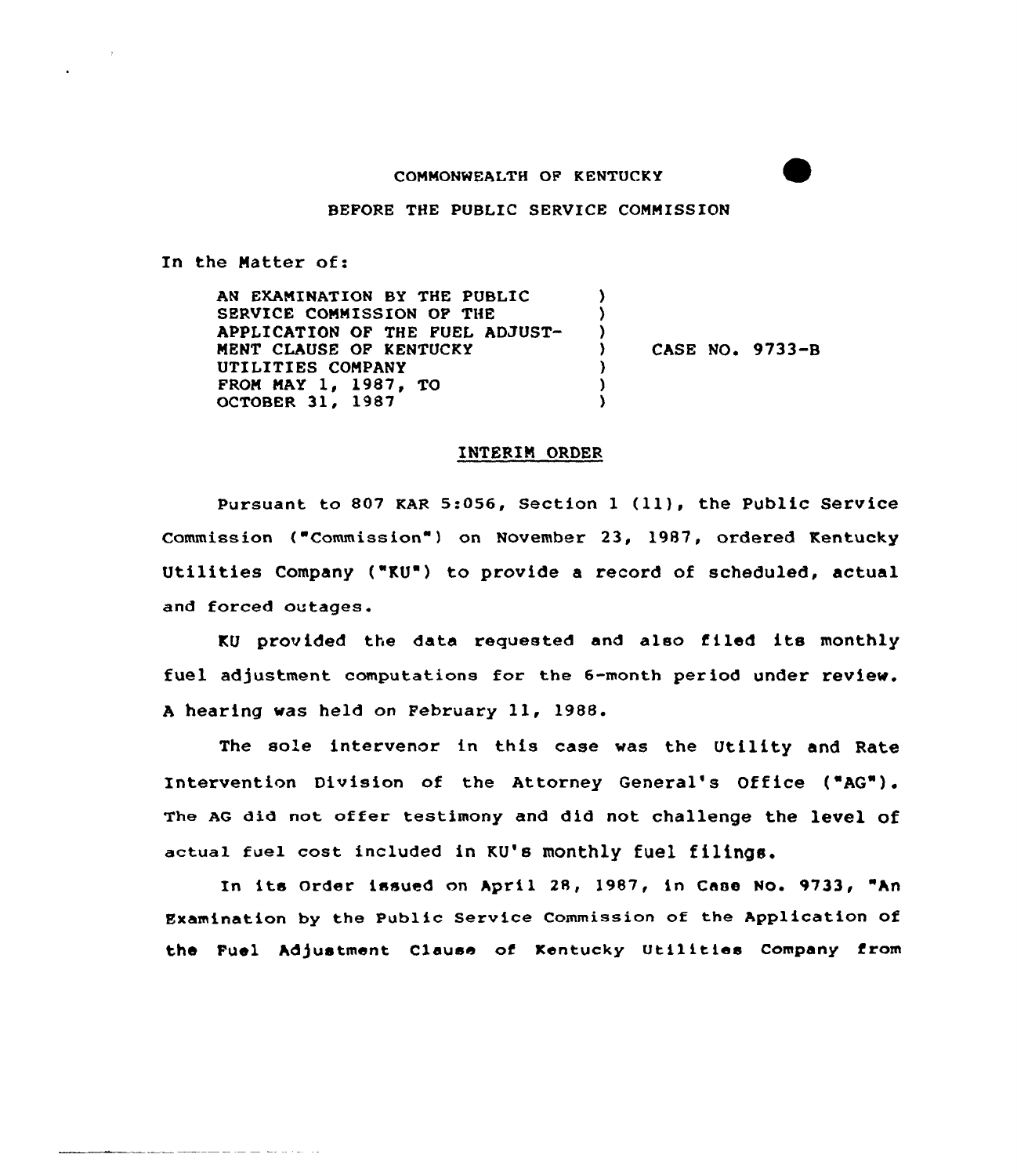COMMONWEALTH OF KENTUCKY

BEFORE THE PUBLIC SERVICE COMMISSION

In the Matter of:

AN EXAMINATION BY THE PUBLIC SERVICE COMMISSION OF THE APPLICATION OF THE FUEL ADJUSTMENT CLAUSE OF KENTUCKY UTILITIES COMPANY FROM MAY 1, 1987, TO OCTOBER 31, 1987 ) CASE NO. 9733-B

## INTERIM ORDER

Pursuant to 807 KAR 5:056, Section 1 (11), the Public Service Commission ("Commission") on November 23, 1987, ordered Kentucky Utilities Company ("KU") to provide a record of scheduled, actual and forced outages.

KU provided the data requested and also filed its monthly fuel adjustment computations for the 6-month period under review. A hearing was held on February 11, 1988.

The sole intervenor in this case was the Utility and Rate Intervention Division of the Attorney General's Office ("AG"). The AG did not offer testimony and did not challenge the level of actual fuel cost included in KU's monthly fuel filings.

In its Order issued on April 28, 1987, in Case No. 9733, "An Examination by the Public Service Commission of the Application of the Fuel Adjustment Clause of Kentucky Utilities Company from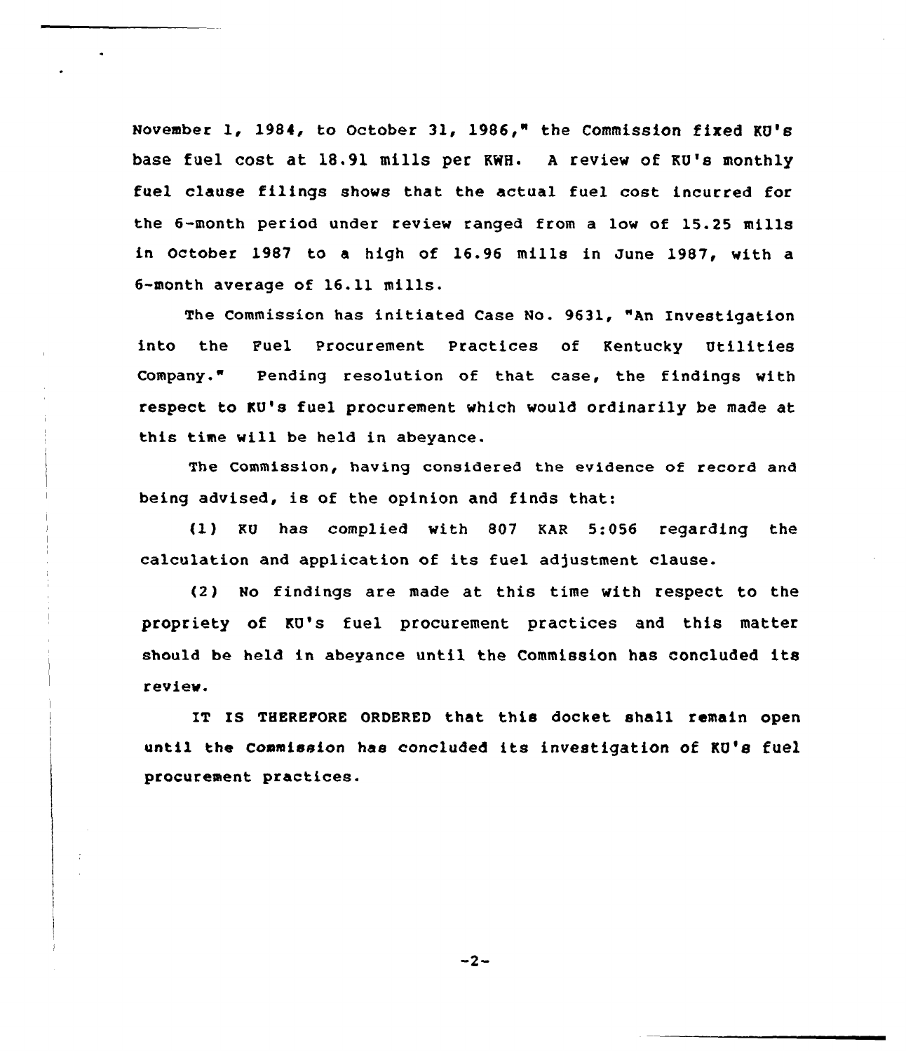November 1, 1984, to October 31, 1986," the Commission fixed KU's base fuel cost at 18.91 mills per KWH. A review of KU's monthly fuel clause filings shows that the actual fuel cost incurred for the 6-month period under review ranged from a low of 15.25 mills in October 1987 to a high of 16.96 mills in June 1987, with a 6-month average of 16.11 mills.

The Commission has initiated Case No. 9631, "An Investigation into the Fuel Procurement Practices of Kentucky Utilities Company." Pending resolution of that case, the findings with respect to KU's fuel procurement which would ordinarily be made at this time will be held in abeyance.

The Commission, having considered the evidence of record and being advised, is of the opinion and finds that:

(1) KU has complied with 807 KAR 5:056 regarding the calculation and application of its fuel adjustment clause.

(2) No findings are made at this time with respect to the propriety of KU's fuel procurement practices and this matter should be held in abeyance until the Commission has concluded its review.

IT IS THEREFORE ORDERED that this docket shall remain open until the Commission has concluded its investigation of KU's fuel procurement practices.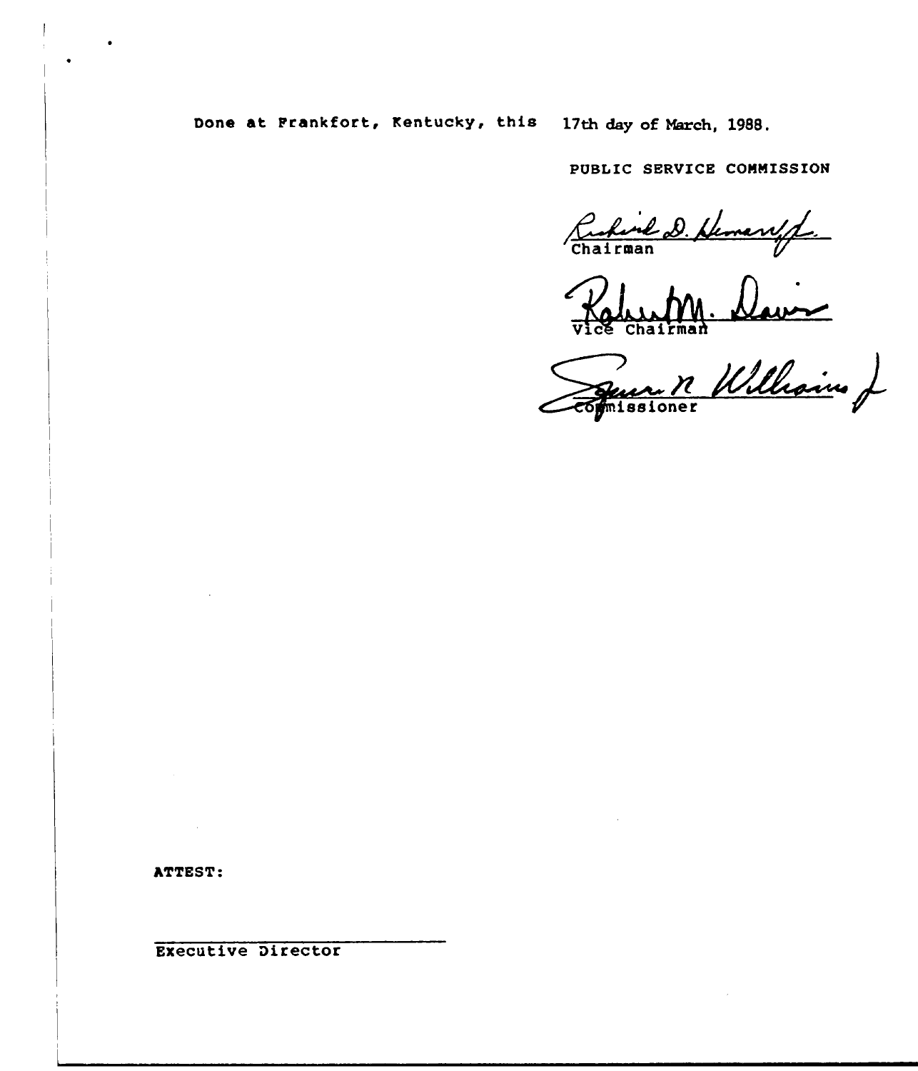Done at Frankfort, Kentucky, this 17th day of March, 1988.

PUBLIC SERVICE COMMISSION

Chairman

Vice Chairman

Commissioner

ATTEST:

Executive Director